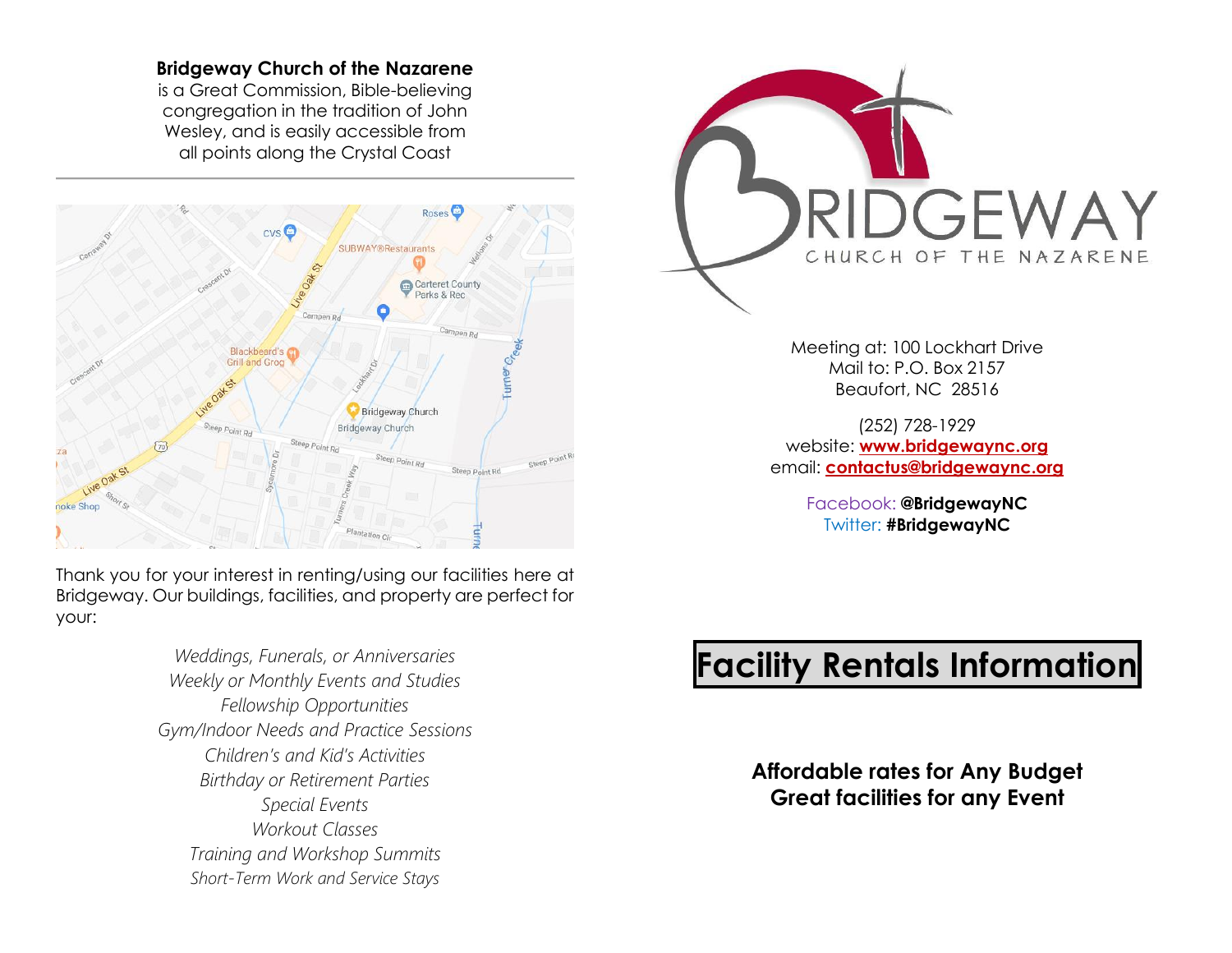**Bridgeway Church of the Nazarene** is a Great Commission, Bible-believing congregation in the tradition of John Wesley, and is easily accessible from all points along the Crystal Coast

---

Thank you for your interest in renting/using our facilities here at Bridgeway. Our buildings, facilities, and property are perfect for your:

*Weddings, Funerals, or Anniversaries*
*Weekly or Monthly Events and Studies*
*Fellowship Opportunities*
*Gym/Indoor Needs and Practice Sessions*
*Children's and Kid's Activities*
*Birthday or Retirement Parties*
*Special Events*
*Workout Classes*
*Training and Workshop Summits*
*Short-Term Work and Service Stays*

BRIDGEWAY
CHURCH OF THE NAZARENE

Meeting at: 100 Lockhart Drive
Mail to: P.O. Box 2157
Beaufort, NC 28516

(252) 728-1929
website: **www.bridgewaync.org**
email: **contactus@bridgewaync.org**

Facebook: **@BridgewayNC**
Twitter: **#BridgewayNC**

# Facility Rentals Information

**Affordable rates for Any Budget**
**Great facilities for any Event**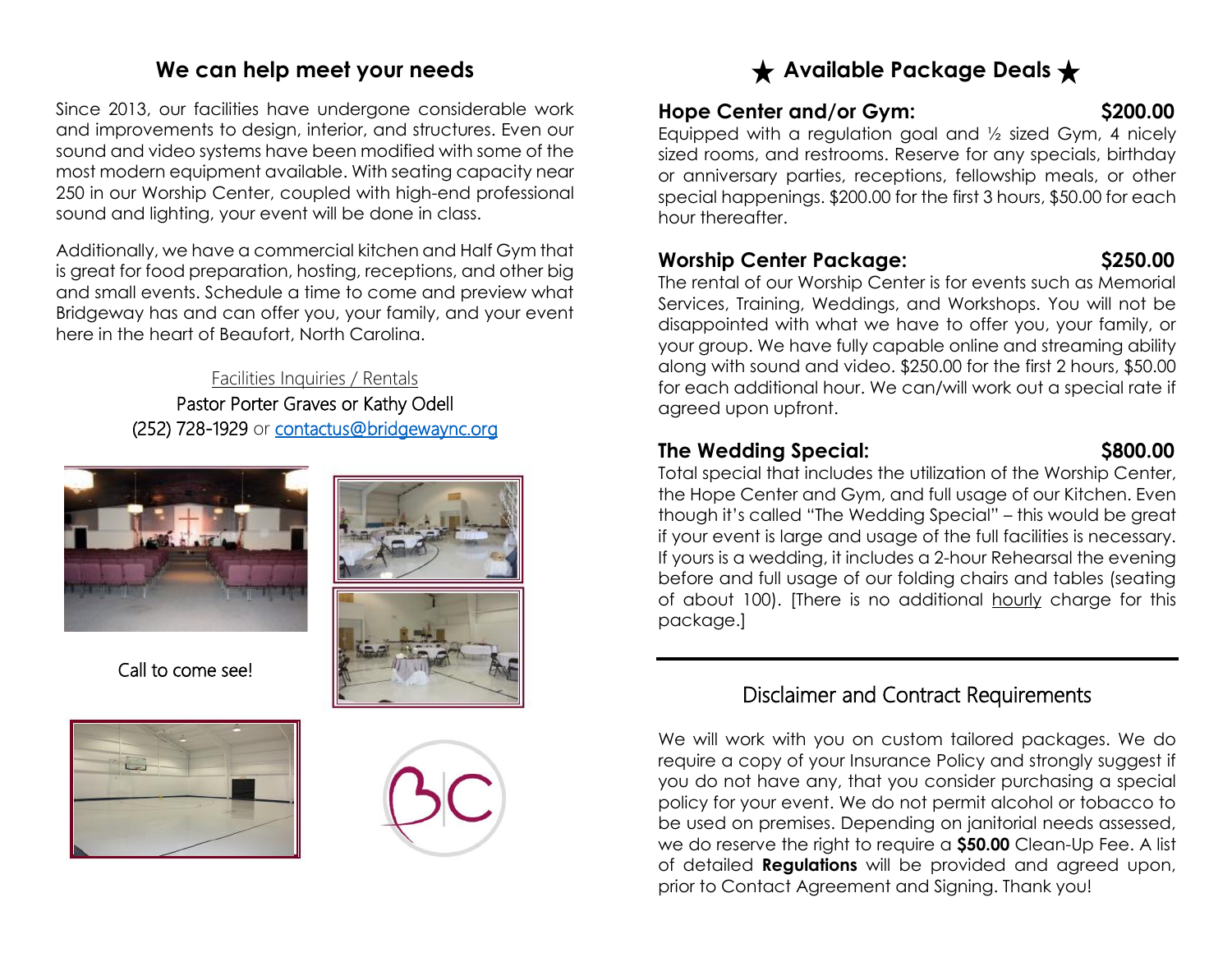## We can help meet your needs

Since 2013, our facilities have undergone considerable work and improvements to design, interior, and structures. Even our sound and video systems have been modified with some of the most modern equipment available. With seating capacity near 250 in our Worship Center, coupled with high-end professional sound and lighting, your event will be done in class.

Additionally, we have a commercial kitchen and Half Gym that is great for food preparation, hosting, receptions, and other big and small events. Schedule a time to come and preview what Bridgeway has and can offer you, your family, and your event here in the heart of Beaufort, North Carolina.

Facilities Inquiries / Rentals
Pastor Porter Graves or Kathy Odell
(252) 728-1929 or contactus@bridgewaync.org

Call to come see!

## ★ Available Package Deals ★

**Hope Center and/or Gym: $200.00**

Equipped with a regulation goal and ½ sized Gym, 4 nicely sized rooms, and restrooms. Reserve for any specials, birthday or anniversary parties, receptions, fellowship meals, or other special happenings. $200.00 for the first 3 hours, $50.00 for each hour thereafter.

**Worship Center Package: $250.00**

The rental of our Worship Center is for events such as Memorial Services, Training, Weddings, and Workshops. You will not be disappointed with what we have to offer you, your family, or your group. We have fully capable online and streaming ability along with sound and video. $250.00 for the first 2 hours, $50.00 for each additional hour. We can/will work out a special rate if agreed upon upfront.

**The Wedding Special: $800.00**

Total special that includes the utilization of the Worship Center, the Hope Center and Gym, and full usage of our Kitchen. Even though it's called "The Wedding Special" – this would be great if your event is large and usage of the full facilities is necessary. If yours is a wedding, it includes a 2-hour Rehearsal the evening before and full usage of our folding chairs and tables (seating of about 100). [There is no additional hourly charge for this package.]

---

## Disclaimer and Contract Requirements

We will work with you on custom tailored packages. We do require a copy of your Insurance Policy and strongly suggest if you do not have any, that you consider purchasing a special policy for your event. We do not permit alcohol or tobacco to be used on premises. Depending on janitorial needs assessed, we do reserve the right to require a **$50.00** Clean-Up Fee. A list of detailed **Regulations** will be provided and agreed upon, prior to Contact Agreement and Signing. Thank you!